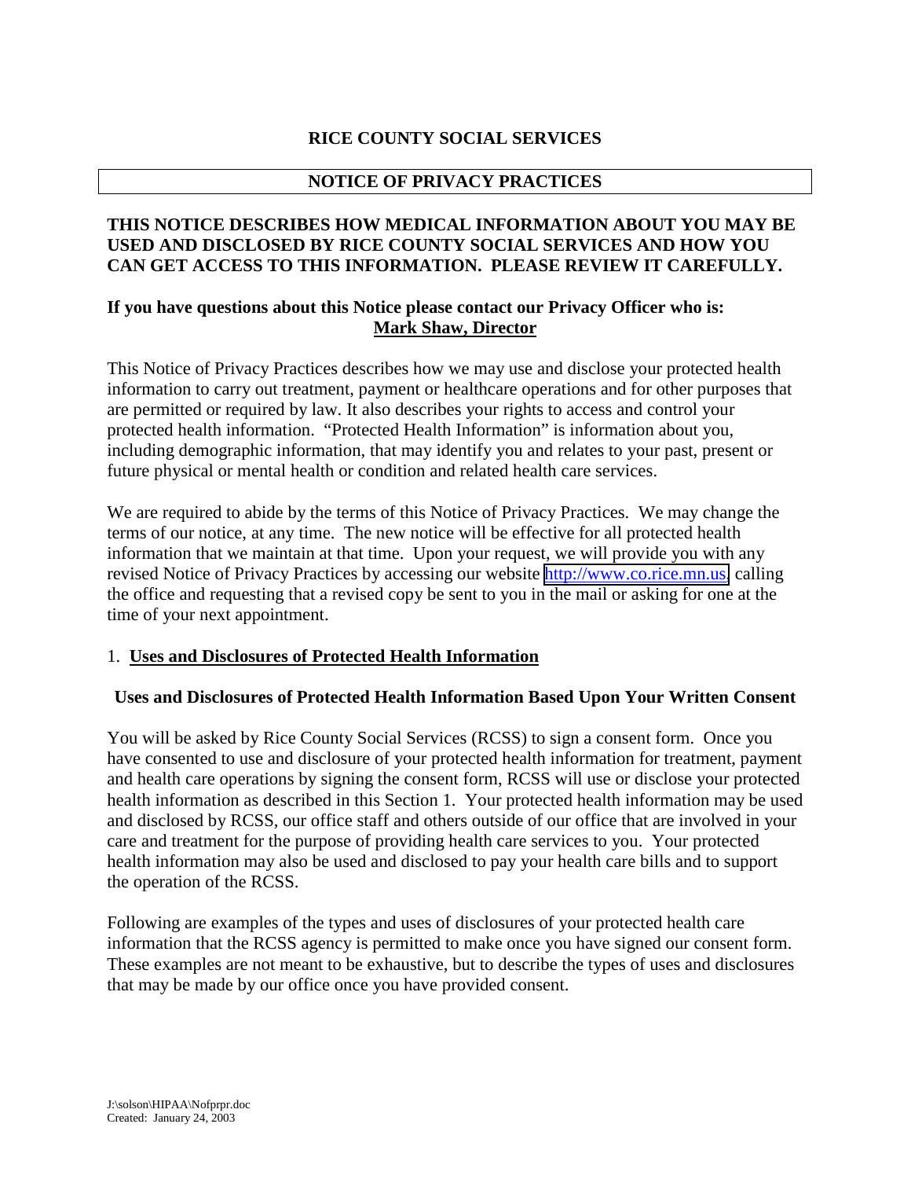# RICE COUNTY SOCIAL SERVICES

## NOTICE OF PRIVACY PRACTICES

**THIS NOTICE DESCRIBES HOW MEDICAL INFORMATION ABOUT YOU MAY BE USED AND DISCLOSED BY RICE COUNTY SOCIAL SERVICES AND HOW YOU CAN GET ACCESS TO THIS INFORMATION. PLEASE REVIEW IT CAREFULLY.**

**If you have questions about this Notice please contact our Privacy Officer who is: Mark Shaw, Director**

This Notice of Privacy Practices describes how we may use and disclose your protected health information to carry out treatment, payment or healthcare operations and for other purposes that are permitted or required by law. It also describes your rights to access and control your protected health information. "Protected Health Information" is information about you, including demographic information, that may identify you and relates to your past, present or future physical or mental health or condition and related health care services.

We are required to abide by the terms of this Notice of Privacy Practices. We may change the terms of our notice, at any time. The new notice will be effective for all protected health information that we maintain at that time. Upon your request, we will provide you with any revised Notice of Privacy Practices by accessing our website http://www.co.rice.mn.us, calling the office and requesting that a revised copy be sent to you in the mail or asking for one at the time of your next appointment.

### 1. Uses and Disclosures of Protected Health Information

#### Uses and Disclosures of Protected Health Information Based Upon Your Written Consent

You will be asked by Rice County Social Services (RCSS) to sign a consent form. Once you have consented to use and disclosure of your protected health information for treatment, payment and health care operations by signing the consent form, RCSS will use or disclose your protected health information as described in this Section 1. Your protected health information may be used and disclosed by RCSS, our office staff and others outside of our office that are involved in your care and treatment for the purpose of providing health care services to you. Your protected health information may also be used and disclosed to pay your health care bills and to support the operation of the RCSS.

Following are examples of the types and uses of disclosures of your protected health care information that the RCSS agency is permitted to make once you have signed our consent form. These examples are not meant to be exhaustive, but to describe the types of uses and disclosures that may be made by our office once you have provided consent.

J:\solson\HIPAA\Nofprpr.doc
Created: January 24, 2003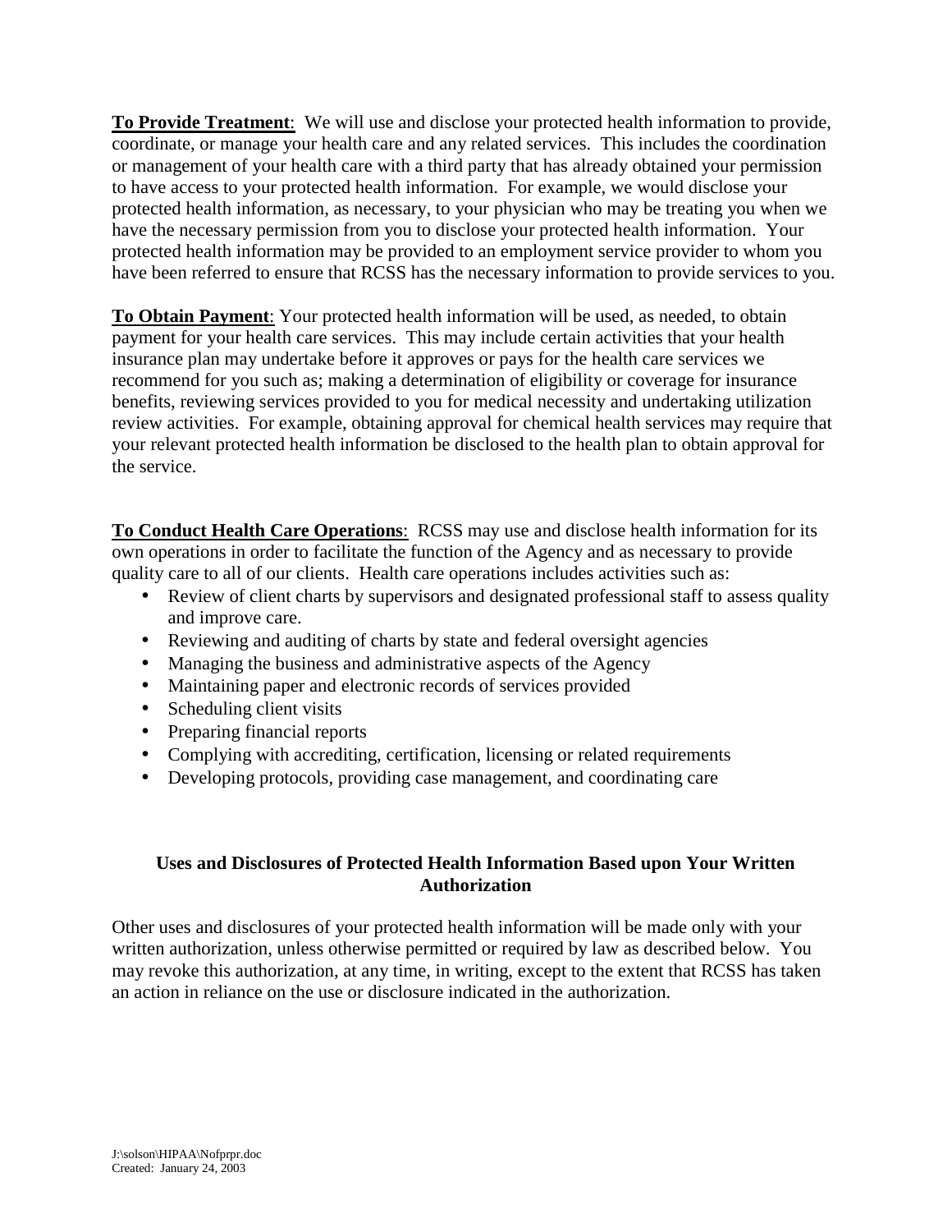**To Provide Treatment**: We will use and disclose your protected health information to provide, coordinate, or manage your health care and any related services. This includes the coordination or management of your health care with a third party that has already obtained your permission to have access to your protected health information. For example, we would disclose your protected health information, as necessary, to your physician who may be treating you when we have the necessary permission from you to disclose your protected health information. Your protected health information may be provided to an employment service provider to whom you have been referred to ensure that RCSS has the necessary information to provide services to you.

**To Obtain Payment**: Your protected health information will be used, as needed, to obtain payment for your health care services. This may include certain activities that your health insurance plan may undertake before it approves or pays for the health care services we recommend for you such as; making a determination of eligibility or coverage for insurance benefits, reviewing services provided to you for medical necessity and undertaking utilization review activities. For example, obtaining approval for chemical health services may require that your relevant protected health information be disclosed to the health plan to obtain approval for the service.

**To Conduct Health Care Operations**: RCSS may use and disclose health information for its own operations in order to facilitate the function of the Agency and as necessary to provide quality care to all of our clients. Health care operations includes activities such as:

- Review of client charts by supervisors and designated professional staff to assess quality and improve care.
- Reviewing and auditing of charts by state and federal oversight agencies
- Managing the business and administrative aspects of the Agency
- Maintaining paper and electronic records of services provided
- Scheduling client visits
- Preparing financial reports
- Complying with accrediting, certification, licensing or related requirements
- Developing protocols, providing case management, and coordinating care

## Uses and Disclosures of Protected Health Information Based upon Your Written Authorization

Other uses and disclosures of your protected health information will be made only with your written authorization, unless otherwise permitted or required by law as described below. You may revoke this authorization, at any time, in writing, except to the extent that RCSS has taken an action in reliance on the use or disclosure indicated in the authorization.

J:\solson\HIPAA\Nofprpr.doc
Created: January 24, 2003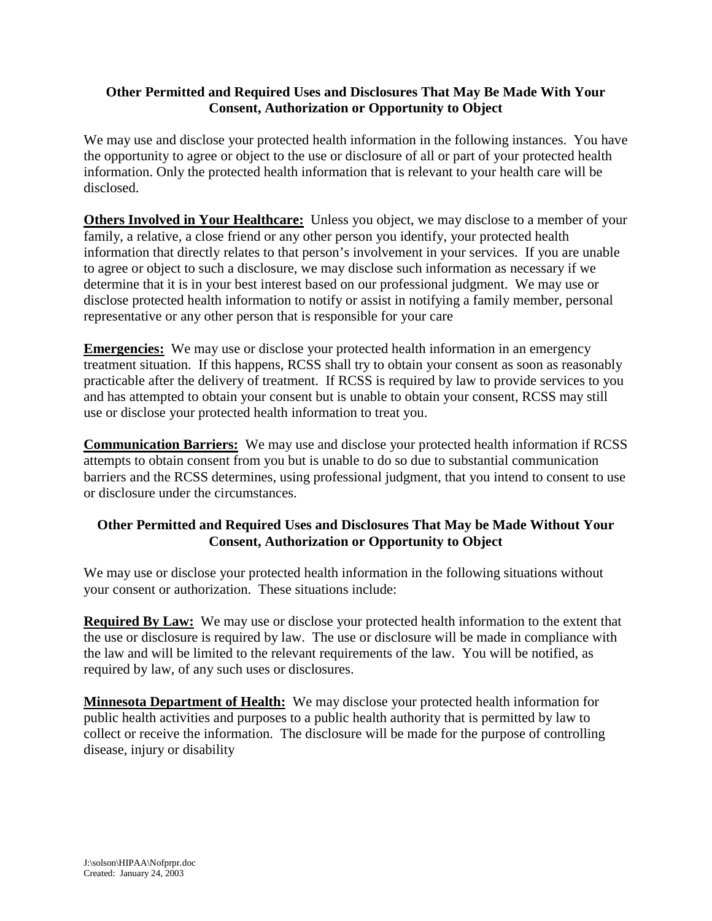## Other Permitted and Required Uses and Disclosures That May Be Made With Your Consent, Authorization or Opportunity to Object

We may use and disclose your protected health information in the following instances. You have the opportunity to agree or object to the use or disclosure of all or part of your protected health information. Only the protected health information that is relevant to your health care will be disclosed.

**Others Involved in Your Healthcare:** Unless you object, we may disclose to a member of your family, a relative, a close friend or any other person you identify, your protected health information that directly relates to that person's involvement in your services. If you are unable to agree or object to such a disclosure, we may disclose such information as necessary if we determine that it is in your best interest based on our professional judgment. We may use or disclose protected health information to notify or assist in notifying a family member, personal representative or any other person that is responsible for your care

**Emergencies:** We may use or disclose your protected health information in an emergency treatment situation. If this happens, RCSS shall try to obtain your consent as soon as reasonably practicable after the delivery of treatment. If RCSS is required by law to provide services to you and has attempted to obtain your consent but is unable to obtain your consent, RCSS may still use or disclose your protected health information to treat you.

**Communication Barriers:** We may use and disclose your protected health information if RCSS attempts to obtain consent from you but is unable to do so due to substantial communication barriers and the RCSS determines, using professional judgment, that you intend to consent to use or disclosure under the circumstances.

## Other Permitted and Required Uses and Disclosures That May be Made Without Your Consent, Authorization or Opportunity to Object

We may use or disclose your protected health information in the following situations without your consent or authorization. These situations include:

**Required By Law:** We may use or disclose your protected health information to the extent that the use or disclosure is required by law. The use or disclosure will be made in compliance with the law and will be limited to the relevant requirements of the law. You will be notified, as required by law, of any such uses or disclosures.

**Minnesota Department of Health:** We may disclose your protected health information for public health activities and purposes to a public health authority that is permitted by law to collect or receive the information. The disclosure will be made for the purpose of controlling disease, injury or disability

J:\solson\HIPAA\Nofprpr.doc
Created: January 24, 2003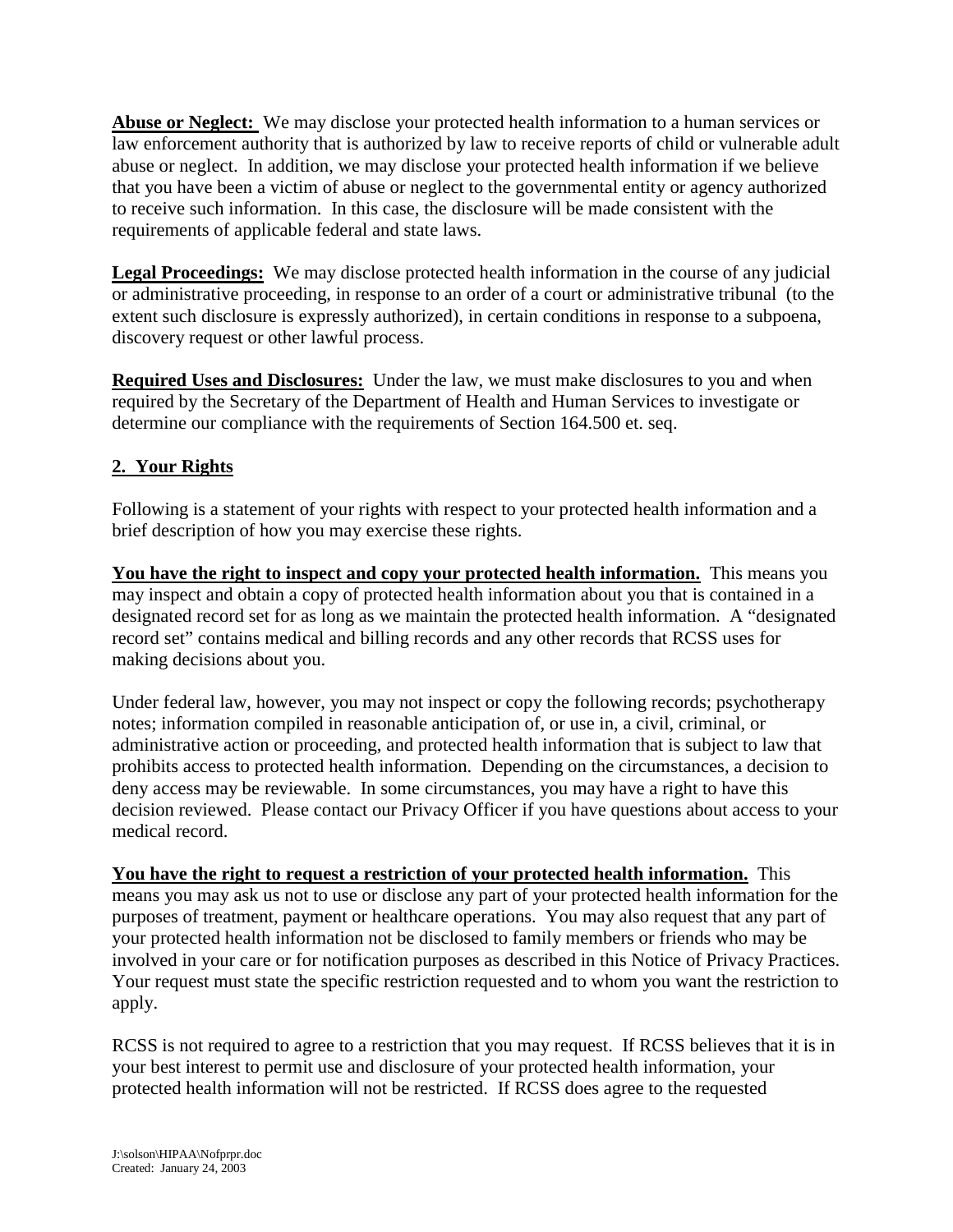**Abuse or Neglect:** We may disclose your protected health information to a human services or law enforcement authority that is authorized by law to receive reports of child or vulnerable adult abuse or neglect. In addition, we may disclose your protected health information if we believe that you have been a victim of abuse or neglect to the governmental entity or agency authorized to receive such information. In this case, the disclosure will be made consistent with the requirements of applicable federal and state laws.

**Legal Proceedings:** We may disclose protected health information in the course of any judicial or administrative proceeding, in response to an order of a court or administrative tribunal (to the extent such disclosure is expressly authorized), in certain conditions in response to a subpoena, discovery request or other lawful process.

**Required Uses and Disclosures:** Under the law, we must make disclosures to you and when required by the Secretary of the Department of Health and Human Services to investigate or determine our compliance with the requirements of Section 164.500 et. seq.

## 2. Your Rights

Following is a statement of your rights with respect to your protected health information and a brief description of how you may exercise these rights.

**You have the right to inspect and copy your protected health information.** This means you may inspect and obtain a copy of protected health information about you that is contained in a designated record set for as long as we maintain the protected health information. A "designated record set" contains medical and billing records and any other records that RCSS uses for making decisions about you.

Under federal law, however, you may not inspect or copy the following records; psychotherapy notes; information compiled in reasonable anticipation of, or use in, a civil, criminal, or administrative action or proceeding, and protected health information that is subject to law that prohibits access to protected health information. Depending on the circumstances, a decision to deny access may be reviewable. In some circumstances, you may have a right to have this decision reviewed. Please contact our Privacy Officer if you have questions about access to your medical record.

**You have the right to request a restriction of your protected health information.** This means you may ask us not to use or disclose any part of your protected health information for the purposes of treatment, payment or healthcare operations. You may also request that any part of your protected health information not be disclosed to family members or friends who may be involved in your care or for notification purposes as described in this Notice of Privacy Practices. Your request must state the specific restriction requested and to whom you want the restriction to apply.

RCSS is not required to agree to a restriction that you may request. If RCSS believes that it is in your best interest to permit use and disclosure of your protected health information, your protected health information will not be restricted. If RCSS does agree to the requested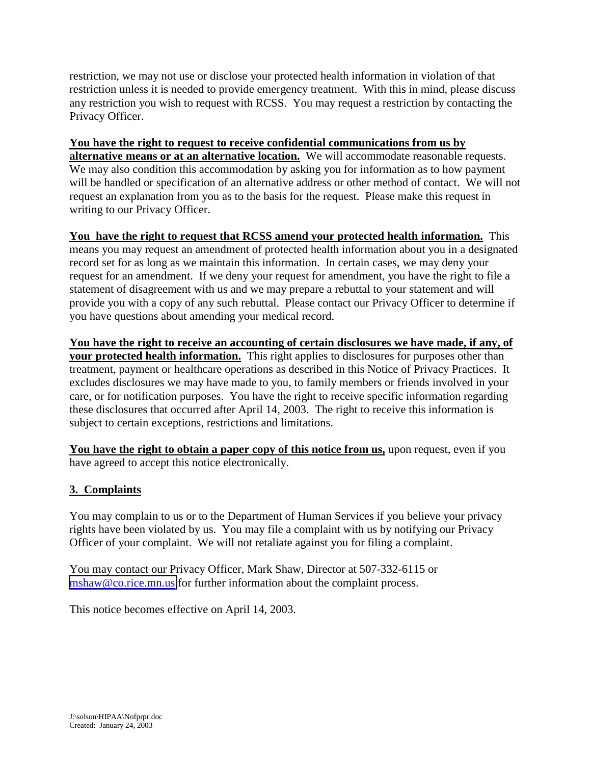restriction, we may not use or disclose your protected health information in violation of that restriction unless it is needed to provide emergency treatment. With this in mind, please discuss any restriction you wish to request with RCSS. You may request a restriction by contacting the Privacy Officer.

**You have the right to request to receive confidential communications from us by alternative means or at an alternative location.** We will accommodate reasonable requests. We may also condition this accommodation by asking you for information as to how payment will be handled or specification of an alternative address or other method of contact. We will not request an explanation from you as to the basis for the request. Please make this request in writing to our Privacy Officer.

**You have the right to request that RCSS amend your protected health information.** This means you may request an amendment of protected health information about you in a designated record set for as long as we maintain this information. In certain cases, we may deny your request for an amendment. If we deny your request for amendment, you have the right to file a statement of disagreement with us and we may prepare a rebuttal to your statement and will provide you with a copy of any such rebuttal. Please contact our Privacy Officer to determine if you have questions about amending your medical record.

**You have the right to receive an accounting of certain disclosures we have made, if any, of your protected health information.** This right applies to disclosures for purposes other than treatment, payment or healthcare operations as described in this Notice of Privacy Practices. It excludes disclosures we may have made to you, to family members or friends involved in your care, or for notification purposes. You have the right to receive specific information regarding these disclosures that occurred after April 14, 2003. The right to receive this information is subject to certain exceptions, restrictions and limitations.

**You have the right to obtain a paper copy of this notice from us,** upon request, even if you have agreed to accept this notice electronically.

## 3. Complaints

You may complain to us or to the Department of Human Services if you believe your privacy rights have been violated by us. You may file a complaint with us by notifying our Privacy Officer of your complaint. We will not retaliate against you for filing a complaint.

You may contact our Privacy Officer, Mark Shaw, Director at 507-332-6115 or mshaw@co.rice.mn.us for further information about the complaint process.

This notice becomes effective on April 14, 2003.

J:\solson\HIPAA\Nofprpr.doc
Created: January 24, 2003